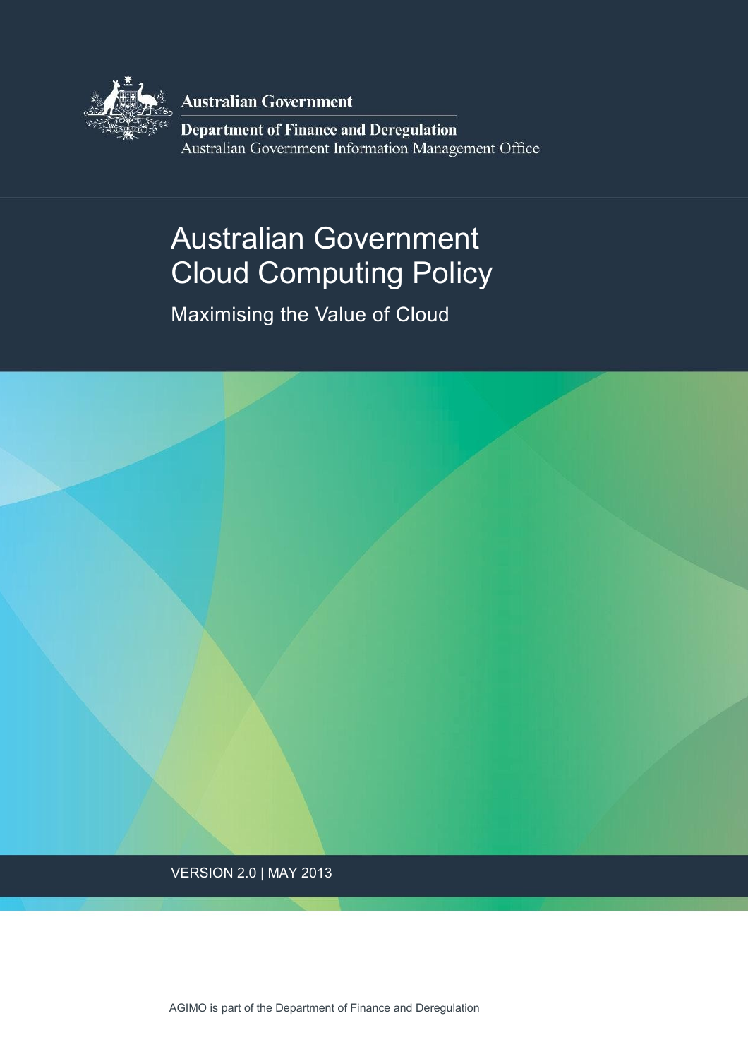Australian Government

Department of Finance and Deregulation

Australian Government Information Management Office

# Australian Government Cloud Computing Policy

## Maximising the Value of Cloud

VERSION 2.0 | MAY 2013

AGIMO is part of the Department of Finance and Deregulation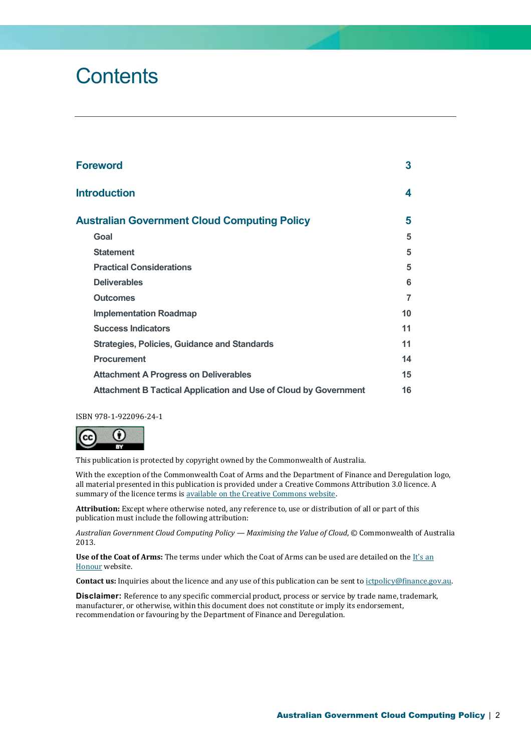# Contents

| | |
|---|---|
| **Foreword** | 3 |
| **Introduction** | 4 |
| **Australian Government Cloud Computing Policy** | 5 |
| Goal | 5 |
| Statement | 5 |
| Practical Considerations | 5 |
| Deliverables | 6 |
| Outcomes | 7 |
| Implementation Roadmap | 10 |
| Success Indicators | 11 |
| Strategies, Policies, Guidance and Standards | 11 |
| Procurement | 14 |
| Attachment A Progress on Deliverables | 15 |
| Attachment B Tactical Application and Use of Cloud by Government | 16 |

ISBN 978-1-922096-24-1

This publication is protected by copyright owned by the Commonwealth of Australia.

With the exception of the Commonwealth Coat of Arms and the Department of Finance and Deregulation logo, all material presented in this publication is provided under a Creative Commons Attribution 3.0 licence. A summary of the licence terms is available on the Creative Commons website.

**Attribution:** Except where otherwise noted, any reference to, use or distribution of all or part of this publication must include the following attribution:

*Australian Government Cloud Computing Policy — Maximising the Value of Cloud*, © Commonwealth of Australia 2013.

**Use of the Coat of Arms:** The terms under which the Coat of Arms can be used are detailed on the It's an Honour website.

**Contact us:** Inquiries about the licence and any use of this publication can be sent to ictpolicy@finance.gov.au.

**Disclaimer:** Reference to any specific commercial product, process or service by trade name, trademark, manufacturer, or otherwise, within this document does not constitute or imply its endorsement, recommendation or favouring by the Department of Finance and Deregulation.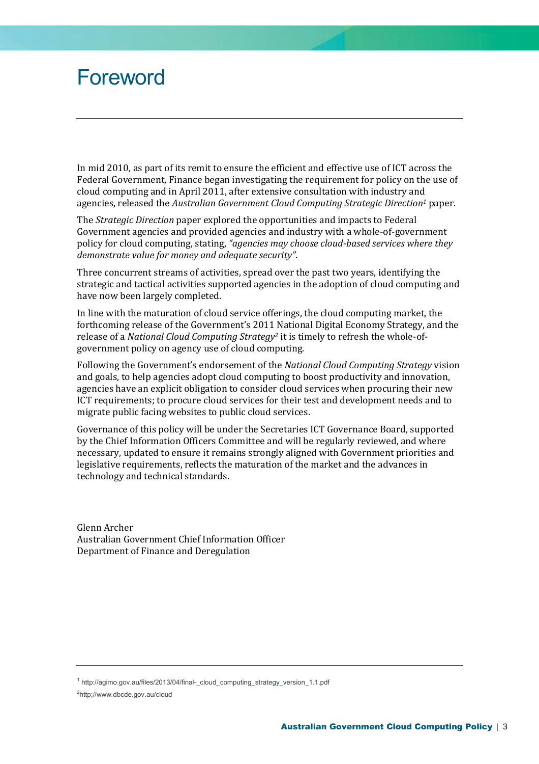# Foreword

In mid 2010, as part of its remit to ensure the efficient and effective use of ICT across the Federal Government, Finance began investigating the requirement for policy on the use of cloud computing and in April 2011, after extensive consultation with industry and agencies, released the *Australian Government Cloud Computing Strategic Direction*[1] paper.

The *Strategic Direction* paper explored the opportunities and impacts to Federal Government agencies and provided agencies and industry with a whole-of-government policy for cloud computing, stating, *"agencies may choose cloud-based services where they demonstrate value for money and adequate security"*.

Three concurrent streams of activities, spread over the past two years, identifying the strategic and tactical activities supported agencies in the adoption of cloud computing and have now been largely completed.

In line with the maturation of cloud service offerings, the cloud computing market, the forthcoming release of the Government's 2011 National Digital Economy Strategy, and the release of a *National Cloud Computing Strategy*[2] it is timely to refresh the whole-of-government policy on agency use of cloud computing.

Following the Government's endorsement of the *National Cloud Computing Strategy* vision and goals, to help agencies adopt cloud computing to boost productivity and innovation, agencies have an explicit obligation to consider cloud services when procuring their new ICT requirements; to procure cloud services for their test and development needs and to migrate public facing websites to public cloud services.

Governance of this policy will be under the Secretaries ICT Governance Board, supported by the Chief Information Officers Committee and will be regularly reviewed, and where necessary, updated to ensure it remains strongly aligned with Government priorities and legislative requirements, reflects the maturation of the market and the advances in technology and technical standards.

Glenn Archer
Australian Government Chief Information Officer
Department of Finance and Deregulation

---

[1] http://agimo.gov.au/files/2013/04/final-_cloud_computing_strategy_version_1.1.pdf

[2] http;//www.dbcde.gov.au/cloud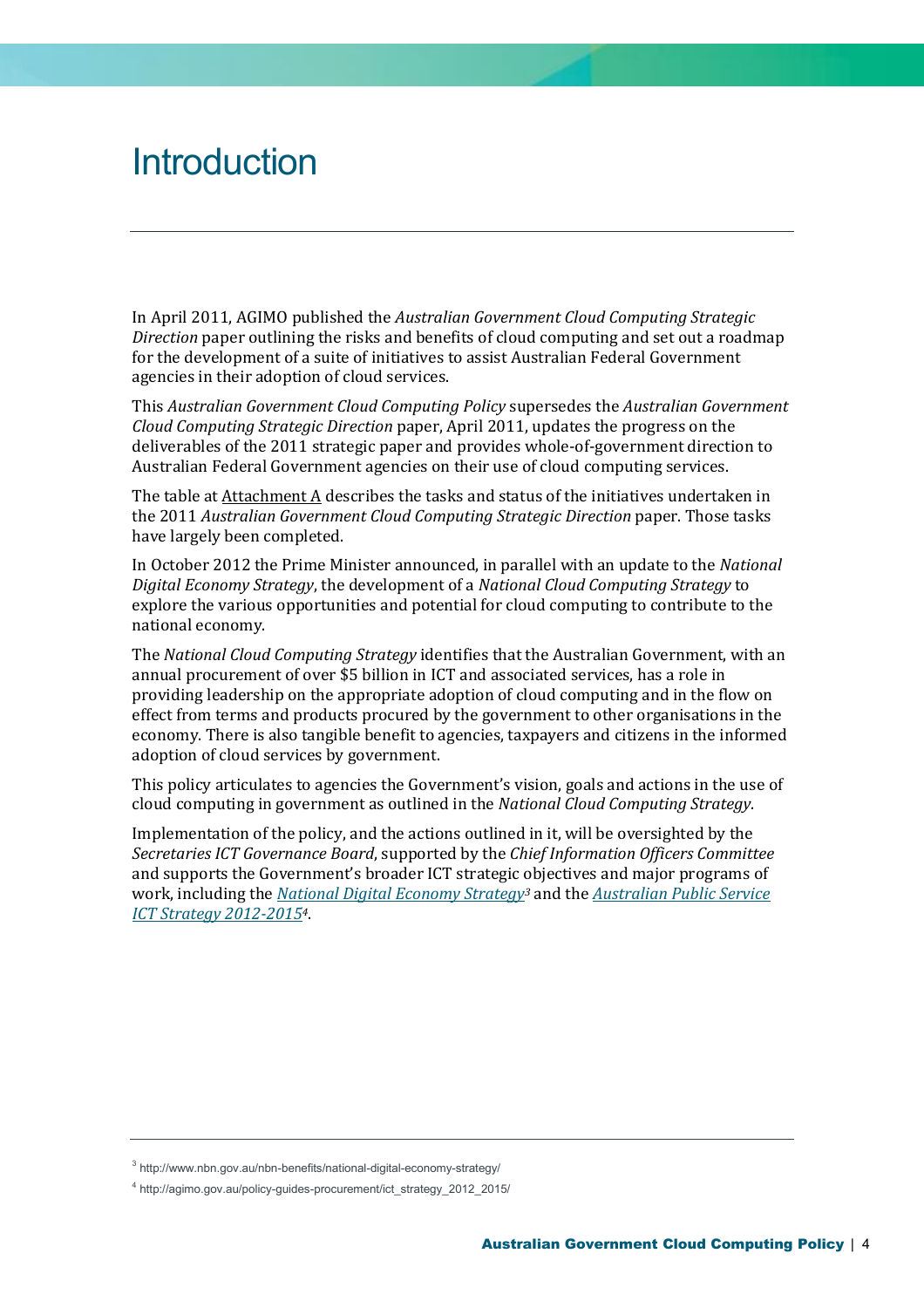# Introduction

In April 2011, AGIMO published the *Australian Government Cloud Computing Strategic Direction* paper outlining the risks and benefits of cloud computing and set out a roadmap for the development of a suite of initiatives to assist Australian Federal Government agencies in their adoption of cloud services.

This *Australian Government Cloud Computing Policy* supersedes the *Australian Government Cloud Computing Strategic Direction* paper, April 2011, updates the progress on the deliverables of the 2011 strategic paper and provides whole-of-government direction to Australian Federal Government agencies on their use of cloud computing services.

The table at Attachment A describes the tasks and status of the initiatives undertaken in the 2011 *Australian Government Cloud Computing Strategic Direction* paper. Those tasks have largely been completed.

In October 2012 the Prime Minister announced, in parallel with an update to the *National Digital Economy Strategy*, the development of a *National Cloud Computing Strategy* to explore the various opportunities and potential for cloud computing to contribute to the national economy.

The *National Cloud Computing Strategy* identifies that the Australian Government, with an annual procurement of over $5 billion in ICT and associated services, has a role in providing leadership on the appropriate adoption of cloud computing and in the flow on effect from terms and products procured by the government to other organisations in the economy. There is also tangible benefit to agencies, taxpayers and citizens in the informed adoption of cloud services by government.

This policy articulates to agencies the Government's vision, goals and actions in the use of cloud computing in government as outlined in the *National Cloud Computing Strategy*.

Implementation of the policy, and the actions outlined in it, will be oversighted by the *Secretaries ICT Governance Board*, supported by the *Chief Information Officers Committee* and supports the Government's broader ICT strategic objectives and major programs of work, including the *National Digital Economy Strategy*[3] and the *Australian Public Service ICT Strategy 2012-2015*[4].

---

[3] http://www.nbn.gov.au/nbn-benefits/national-digital-economy-strategy/

[4] http://agimo.gov.au/policy-guides-procurement/ict_strategy_2012_2015/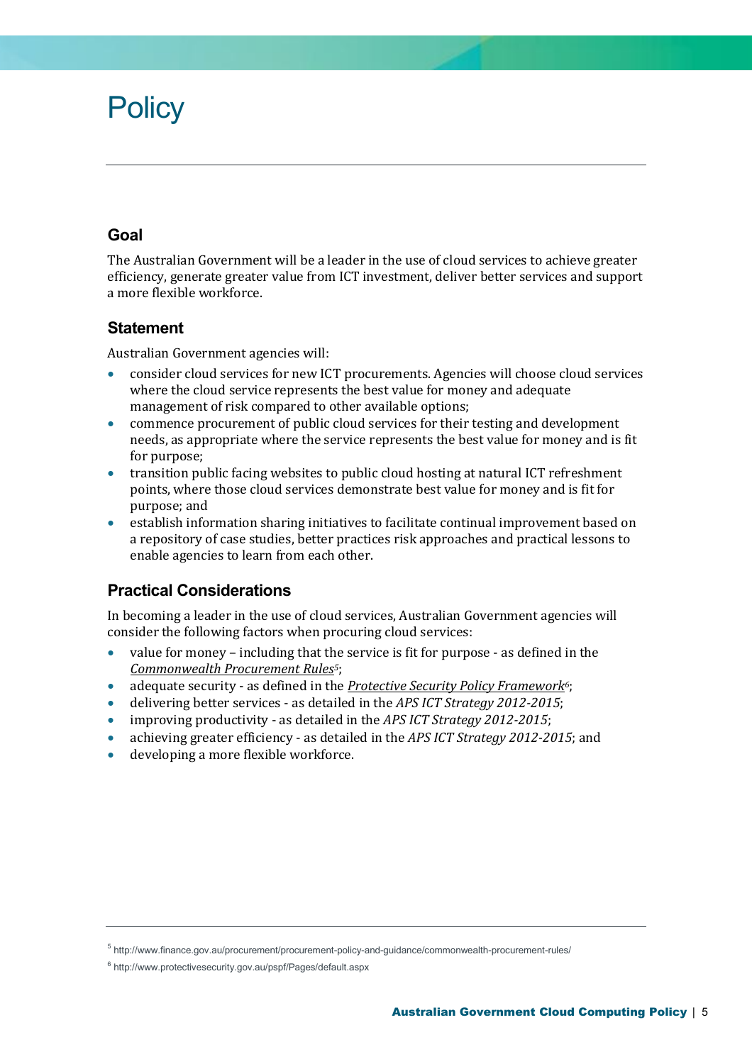# Policy

## Goal

The Australian Government will be a leader in the use of cloud services to achieve greater efficiency, generate greater value from ICT investment, deliver better services and support a more flexible workforce.

## Statement

Australian Government agencies will:

- consider cloud services for new ICT procurements. Agencies will choose cloud services where the cloud service represents the best value for money and adequate management of risk compared to other available options;
- commence procurement of public cloud services for their testing and development needs, as appropriate where the service represents the best value for money and is fit for purpose;
- transition public facing websites to public cloud hosting at natural ICT refreshment points, where those cloud services demonstrate best value for money and is fit for purpose; and
- establish information sharing initiatives to facilitate continual improvement based on a repository of case studies, better practices risk approaches and practical lessons to enable agencies to learn from each other.

## Practical Considerations

In becoming a leader in the use of cloud services, Australian Government agencies will consider the following factors when procuring cloud services:

- value for money – including that the service is fit for purpose - as defined in the *Commonwealth Procurement Rules*[5];
- adequate security - as defined in the *Protective Security Policy Framework*[6];
- delivering better services - as detailed in the *APS ICT Strategy 2012-2015*;
- improving productivity - as detailed in the *APS ICT Strategy 2012-2015*;
- achieving greater efficiency - as detailed in the *APS ICT Strategy 2012-2015*; and
- developing a more flexible workforce.

---

[5] http://www.finance.gov.au/procurement/procurement-policy-and-guidance/commonwealth-procurement-rules/

[6] http://www.protectivesecurity.gov.au/pspf/Pages/default.aspx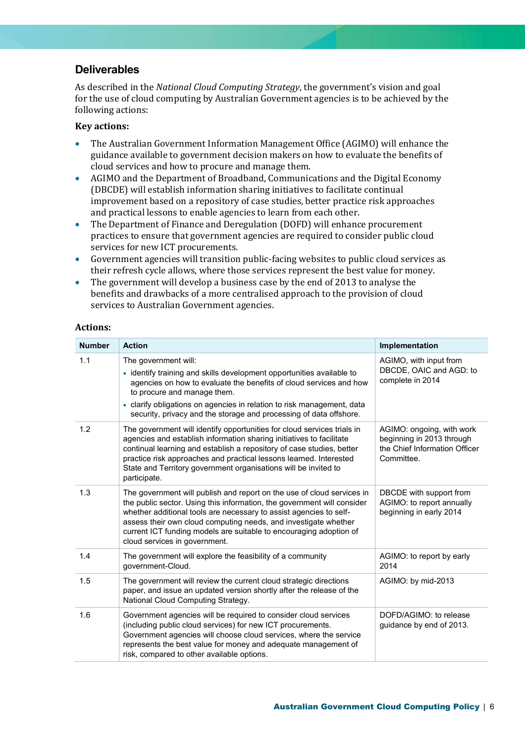## Deliverables

As described in the *National Cloud Computing Strategy*, the government's vision and goal for the use of cloud computing by Australian Government agencies is to be achieved by the following actions:

**Key actions:**

- The Australian Government Information Management Office (AGIMO) will enhance the guidance available to government decision makers on how to evaluate the benefits of cloud services and how to procure and manage them.
- AGIMO and the Department of Broadband, Communications and the Digital Economy (DBCDE) will establish information sharing initiatives to facilitate continual improvement based on a repository of case studies, better practice risk approaches and practical lessons to enable agencies to learn from each other.
- The Department of Finance and Deregulation (DOFD) will enhance procurement practices to ensure that government agencies are required to consider public cloud services for new ICT procurements.
- Government agencies will transition public-facing websites to public cloud services as their refresh cycle allows, where those services represent the best value for money.
- The government will develop a business case by the end of 2013 to analyse the benefits and drawbacks of a more centralised approach to the provision of cloud services to Australian Government agencies.

**Actions:**

| Number | Action | Implementation |
|---|---|---|
| 1.1 | The government will: <br>• identify training and skills development opportunities available to agencies on how to evaluate the benefits of cloud services and how to procure and manage them. <br>• clarify obligations on agencies in relation to risk management, data security, privacy and the storage and processing of data offshore. | AGIMO, with input from DBCDE, OAIC and AGD: to complete in 2014 |
| 1.2 | The government will identify opportunities for cloud services trials in agencies and establish information sharing initiatives to facilitate continual learning and establish a repository of case studies, better practice risk approaches and practical lessons learned. Interested State and Territory government organisations will be invited to participate. | AGIMO: ongoing, with work beginning in 2013 through the Chief Information Officer Committee. |
| 1.3 | The government will publish and report on the use of cloud services in the public sector. Using this information, the government will consider whether additional tools are necessary to assist agencies to self-assess their own cloud computing needs, and investigate whether current ICT funding models are suitable to encouraging adoption of cloud services in government. | DBCDE with support from AGIMO: to report annually beginning in early 2014 |
| 1.4 | The government will explore the feasibility of a community government-Cloud. | AGIMO: to report by early 2014 |
| 1.5 | The government will review the current cloud strategic directions paper, and issue an updated version shortly after the release of the National Cloud Computing Strategy. | AGIMO: by mid-2013 |
| 1.6 | Government agencies will be required to consider cloud services (including public cloud services) for new ICT procurements. Government agencies will choose cloud services, where the service represents the best value for money and adequate management of risk, compared to other available options. | DOFD/AGIMO: to release guidance by end of 2013. |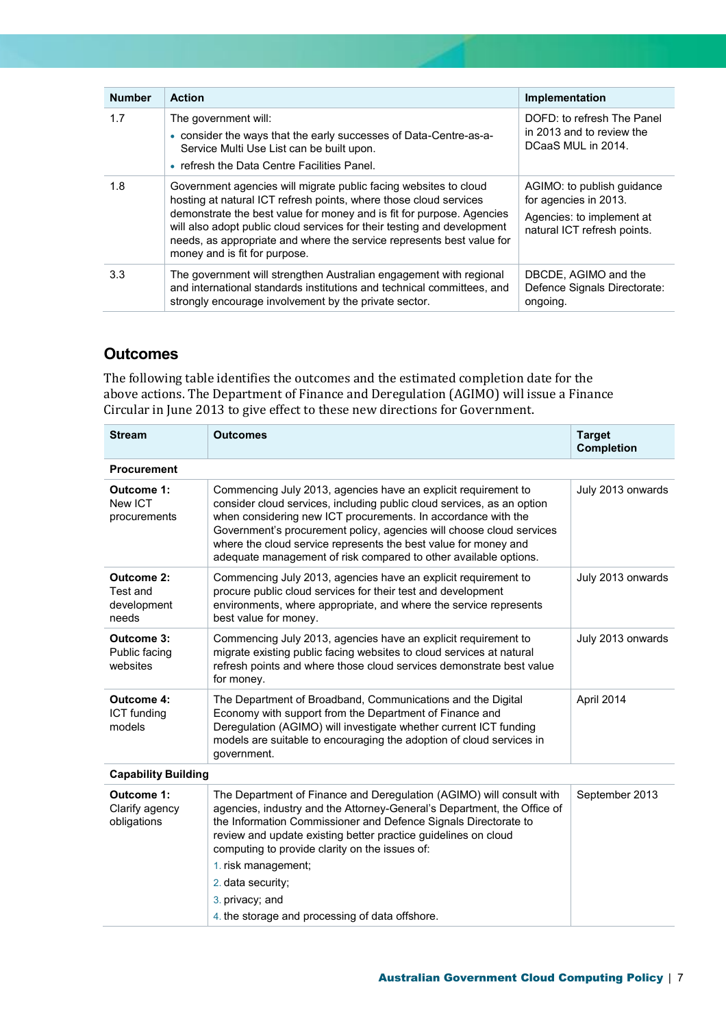| Number | Action | Implementation |
|---|---|---|
| 1.7 | The government will:<br>• consider the ways that the early successes of Data-Centre-as-a-Service Multi Use List can be built upon.<br>• refresh the Data Centre Facilities Panel. | DOFD: to refresh The Panel in 2013 and to review the DCaaS MUL in 2014. |
| 1.8 | Government agencies will migrate public facing websites to cloud hosting at natural ICT refresh points, where those cloud services demonstrate the best value for money and is fit for purpose. Agencies will also adopt public cloud services for their testing and development needs, as appropriate and where the service represents best value for money and is fit for purpose. | AGIMO: to publish guidance for agencies in 2013.<br>Agencies: to implement at natural ICT refresh points. |
| 3.3 | The government will strengthen Australian engagement with regional and international standards institutions and technical committees, and strongly encourage involvement by the private sector. | DBCDE, AGIMO and the Defence Signals Directorate: ongoing. |

## Outcomes

The following table identifies the outcomes and the estimated completion date for the above actions. The Department of Finance and Deregulation (AGIMO) will issue a Finance Circular in June 2013 to give effect to these new directions for Government.

| Stream | Outcomes | Target Completion |
|---|---|---|
| **Procurement** | | |
| **Outcome 1:** New ICT procurements | Commencing July 2013, agencies have an explicit requirement to consider cloud services, including public cloud services, as an option when considering new ICT procurements. In accordance with the Government's procurement policy, agencies will choose cloud services where the cloud service represents the best value for money and adequate management of risk compared to other available options. | July 2013 onwards |
| **Outcome 2:** Test and development needs | Commencing July 2013, agencies have an explicit requirement to procure public cloud services for their test and development environments, where appropriate, and where the service represents best value for money. | July 2013 onwards |
| **Outcome 3:** Public facing websites | Commencing July 2013, agencies have an explicit requirement to migrate existing public facing websites to cloud services at natural refresh points and where those cloud services demonstrate best value for money. | July 2013 onwards |
| **Outcome 4:** ICT funding models | The Department of Broadband, Communications and the Digital Economy with support from the Department of Finance and Deregulation (AGIMO) will investigate whether current ICT funding models are suitable to encouraging the adoption of cloud services in government. | April 2014 |
| **Capability Building** | | |
| **Outcome 1:** Clarify agency obligations | The Department of Finance and Deregulation (AGIMO) will consult with agencies, industry and the Attorney-General's Department, the Office of the Information Commissioner and Defence Signals Directorate to review and update existing better practice guidelines on cloud computing to provide clarity on the issues of:<br>1. risk management;<br>2. data security;<br>3. privacy; and<br>4. the storage and processing of data offshore. | September 2013 |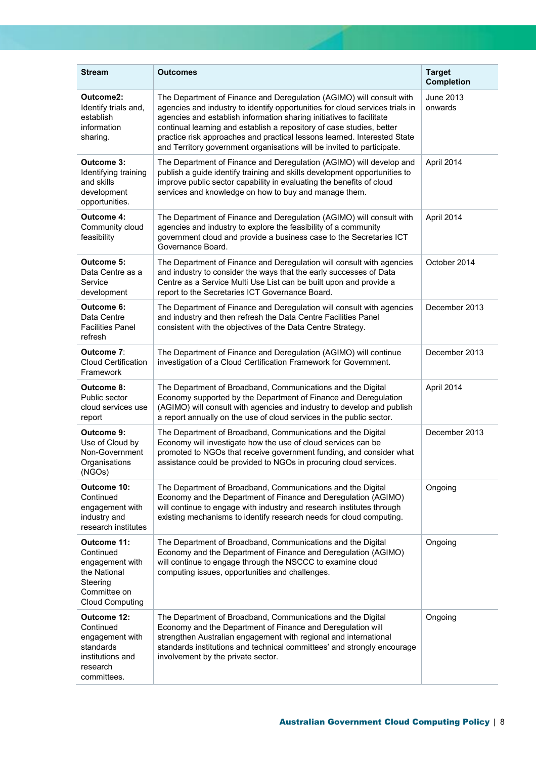| Stream | Outcomes | Target Completion |
|---|---|---|
| **Outcome2:** Identify trials and, establish information sharing. | The Department of Finance and Deregulation (AGIMO) will consult with agencies and industry to identify opportunities for cloud services trials in agencies and establish information sharing initiatives to facilitate continual learning and establish a repository of case studies, better practice risk approaches and practical lessons learned. Interested State and Territory government organisations will be invited to participate. | June 2013 onwards |
| **Outcome 3:** Identifying training and skills development opportunities. | The Department of Finance and Deregulation (AGIMO) will develop and publish a guide identify training and skills development opportunities to improve public sector capability in evaluating the benefits of cloud services and knowledge on how to buy and manage them. | April 2014 |
| **Outcome 4:** Community cloud feasibility | The Department of Finance and Deregulation (AGIMO) will consult with agencies and industry to explore the feasibility of a community government cloud and provide a business case to the Secretaries ICT Governance Board. | April 2014 |
| **Outcome 5:** Data Centre as a Service development | The Department of Finance and Deregulation will consult with agencies and industry to consider the ways that the early successes of Data Centre as a Service Multi Use List can be built upon and provide a report to the Secretaries ICT Governance Board. | October 2014 |
| **Outcome 6:** Data Centre Facilities Panel refresh | The Department of Finance and Deregulation will consult with agencies and industry and then refresh the Data Centre Facilities Panel consistent with the objectives of the Data Centre Strategy. | December 2013 |
| **Outcome 7**: Cloud Certification Framework | The Department of Finance and Deregulation (AGIMO) will continue investigation of a Cloud Certification Framework for Government. | December 2013 |
| **Outcome 8:** Public sector cloud services use report | The Department of Broadband, Communications and the Digital Economy supported by the Department of Finance and Deregulation (AGIMO) will consult with agencies and industry to develop and publish a report annually on the use of cloud services in the public sector. | April 2014 |
| **Outcome 9:** Use of Cloud by Non-Government Organisations (NGOs) | The Department of Broadband, Communications and the Digital Economy will investigate how the use of cloud services can be promoted to NGOs that receive government funding, and consider what assistance could be provided to NGOs in procuring cloud services. | December 2013 |
| **Outcome 10:** Continued engagement with industry and research institutes | The Department of Broadband, Communications and the Digital Economy and the Department of Finance and Deregulation (AGIMO) will continue to engage with industry and research institutes through existing mechanisms to identify research needs for cloud computing. | Ongoing |
| **Outcome 11:** Continued engagement with the National Steering Committee on Cloud Computing | The Department of Broadband, Communications and the Digital Economy and the Department of Finance and Deregulation (AGIMO) will continue to engage through the NSCCC to examine cloud computing issues, opportunities and challenges. | Ongoing |
| **Outcome 12:** Continued engagement with standards institutions and research committees. | The Department of Broadband, Communications and the Digital Economy and the Department of Finance and Deregulation will strengthen Australian engagement with regional and international standards institutions and technical committees' and strongly encourage involvement by the private sector. | Ongoing |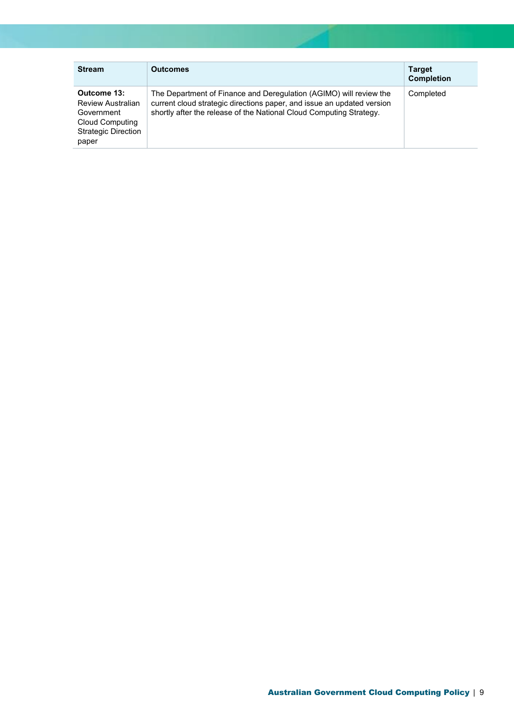| Stream | Outcomes | Target Completion |
|---|---|---|
| **Outcome 13:** Review Australian Government Cloud Computing Strategic Direction paper | The Department of Finance and Deregulation (AGIMO) will review the current cloud strategic directions paper, and issue an updated version shortly after the release of the National Cloud Computing Strategy. | Completed |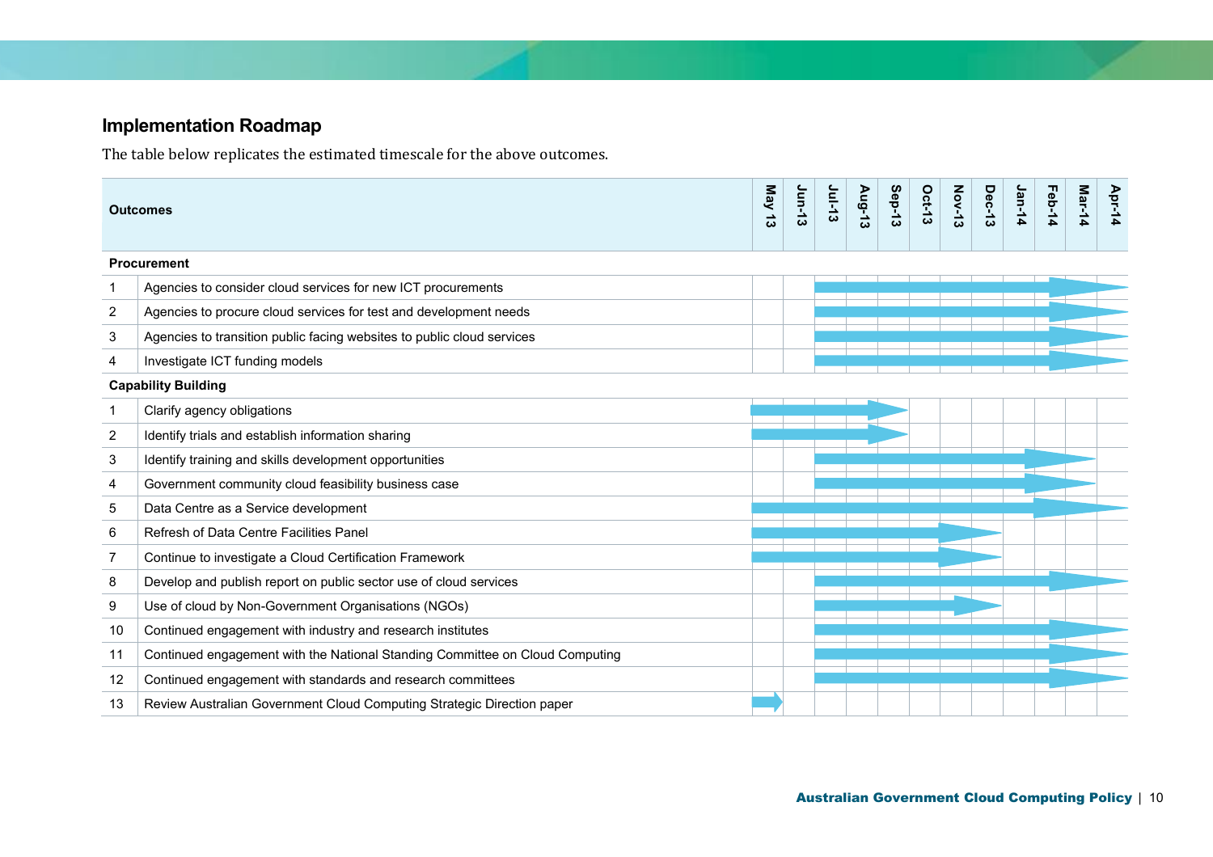## Implementation Roadmap

The table below replicates the estimated timescale for the above outcomes.

| | Outcomes | May 13 | Jun-13 | Jul-13 | Aug-13 | Sep-13 | Oct-13 | Nov-13 | Dec-13 | Jan-14 | Feb-14 | Mar-14 | Apr-14 |
|---|---|---|---|---|---|---|---|---|---|---|---|---|---|
| **Procurement** | | | | | | | | | | | | | |
| 1 | Agencies to consider cloud services for new ICT procurements | | | ■ | ■ | ■ | ■ | ■ | ■ | ■ | ■ | ■ | ■ |
| 2 | Agencies to procure cloud services for test and development needs | | | ■ | ■ | ■ | ■ | ■ | ■ | ■ | ■ | ■ | ■ |
| 3 | Agencies to transition public facing websites to public cloud services | | | ■ | ■ | ■ | ■ | ■ | ■ | ■ | ■ | ■ | ■ |
| 4 | Investigate ICT funding models | | | ■ | ■ | ■ | ■ | ■ | ■ | ■ | ■ | ■ | ■ |
| **Capability Building** | | | | | | | | | | | | | |
| 1 | Clarify agency obligations | ■ | ■ | ■ | ■ | ■ | | | | | | | |
| 2 | Identify trials and establish information sharing | ■ | ■ | ■ | ■ | ■ | | | | | | | |
| 3 | Identify training and skills development opportunities | | | ■ | ■ | ■ | ■ | ■ | ■ | ■ | ■ | ■ | |
| 4 | Government community cloud feasibility business case | | | ■ | ■ | ■ | ■ | ■ | ■ | ■ | ■ | ■ | |
| 5 | Data Centre as a Service development | ■ | ■ | ■ | ■ | ■ | ■ | ■ | ■ | ■ | ■ | ■ | ■ |
| 6 | Refresh of Data Centre Facilities Panel | ■ | ■ | ■ | ■ | ■ | ■ | ■ | ■ | | | | |
| 7 | Continue to investigate a Cloud Certification Framework | ■ | ■ | ■ | ■ | ■ | ■ | ■ | ■ | | | | |
| 8 | Develop and publish report on public sector use of cloud services | | | ■ | ■ | ■ | ■ | ■ | ■ | ■ | ■ | ■ | ■ |
| 9 | Use of cloud by Non-Government Organisations (NGOs) | | | ■ | ■ | ■ | ■ | ■ | ■ | | | | |
| 10 | Continued engagement with industry and research institutes | | | ■ | ■ | ■ | ■ | ■ | ■ | ■ | ■ | ■ | ■ |
| 11 | Continued engagement with the National Standing Committee on Cloud Computing | | | ■ | ■ | ■ | ■ | ■ | ■ | ■ | ■ | ■ | ■ |
| 12 | Continued engagement with standards and research committees | | | ■ | ■ | ■ | ■ | ■ | ■ | ■ | ■ | ■ | ■ |
| 13 | Review Australian Government Cloud Computing Strategic Direction paper | ■ | | | | | | | | | | | |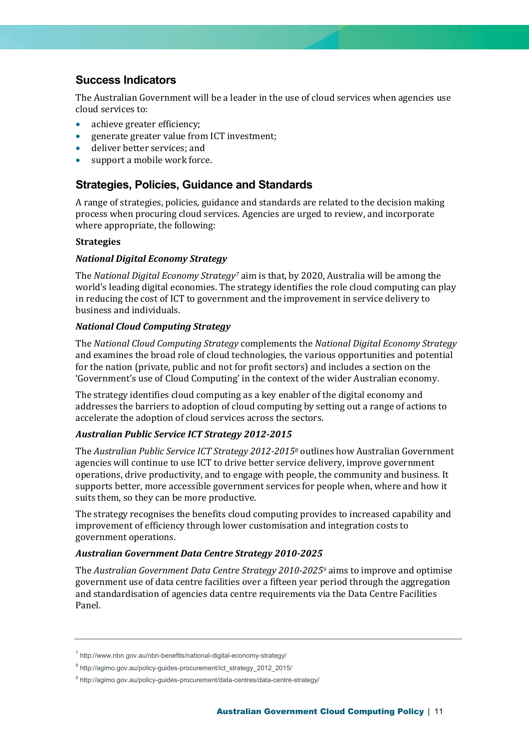## Success Indicators

The Australian Government will be a leader in the use of cloud services when agencies use cloud services to:

- achieve greater efficiency;
- generate greater value from ICT investment;
- deliver better services; and
- support a mobile work force.

## Strategies, Policies, Guidance and Standards

A range of strategies, policies, guidance and standards are related to the decision making process when procuring cloud services. Agencies are urged to review, and incorporate where appropriate, the following:

**Strategies**

***National Digital Economy Strategy***

The *National Digital Economy Strategy*[7] aim is that, by 2020, Australia will be among the world's leading digital economies. The strategy identifies the role cloud computing can play in reducing the cost of ICT to government and the improvement in service delivery to business and individuals.

***National Cloud Computing Strategy***

The *National Cloud Computing Strategy* complements the *National Digital Economy Strategy* and examines the broad role of cloud technologies, the various opportunities and potential for the nation (private, public and not for profit sectors) and includes a section on the 'Government's use of Cloud Computing' in the context of the wider Australian economy.

The strategy identifies cloud computing as a key enabler of the digital economy and addresses the barriers to adoption of cloud computing by setting out a range of actions to accelerate the adoption of cloud services across the sectors.

***Australian Public Service ICT Strategy 2012-2015***

The *Australian Public Service ICT Strategy 2012-2015*[8] outlines how Australian Government agencies will continue to use ICT to drive better service delivery, improve government operations, drive productivity, and to engage with people, the community and business. It supports better, more accessible government services for people when, where and how it suits them, so they can be more productive.

The strategy recognises the benefits cloud computing provides to increased capability and improvement of efficiency through lower customisation and integration costs to government operations.

***Australian Government Data Centre Strategy 2010-2025***

The *Australian Government Data Centre Strategy 2010-2025*[9] aims to improve and optimise government use of data centre facilities over a fifteen year period through the aggregation and standardisation of agencies data centre requirements via the Data Centre Facilities Panel.

---

[7] http://www.nbn.gov.au/nbn-benefits/national-digital-economy-strategy/

[8] http://agimo.gov.au/policy-guides-procurement/ict_strategy_2012_2015/

[9] http://agimo.gov.au/policy-guides-procurement/data-centres/data-centre-strategy/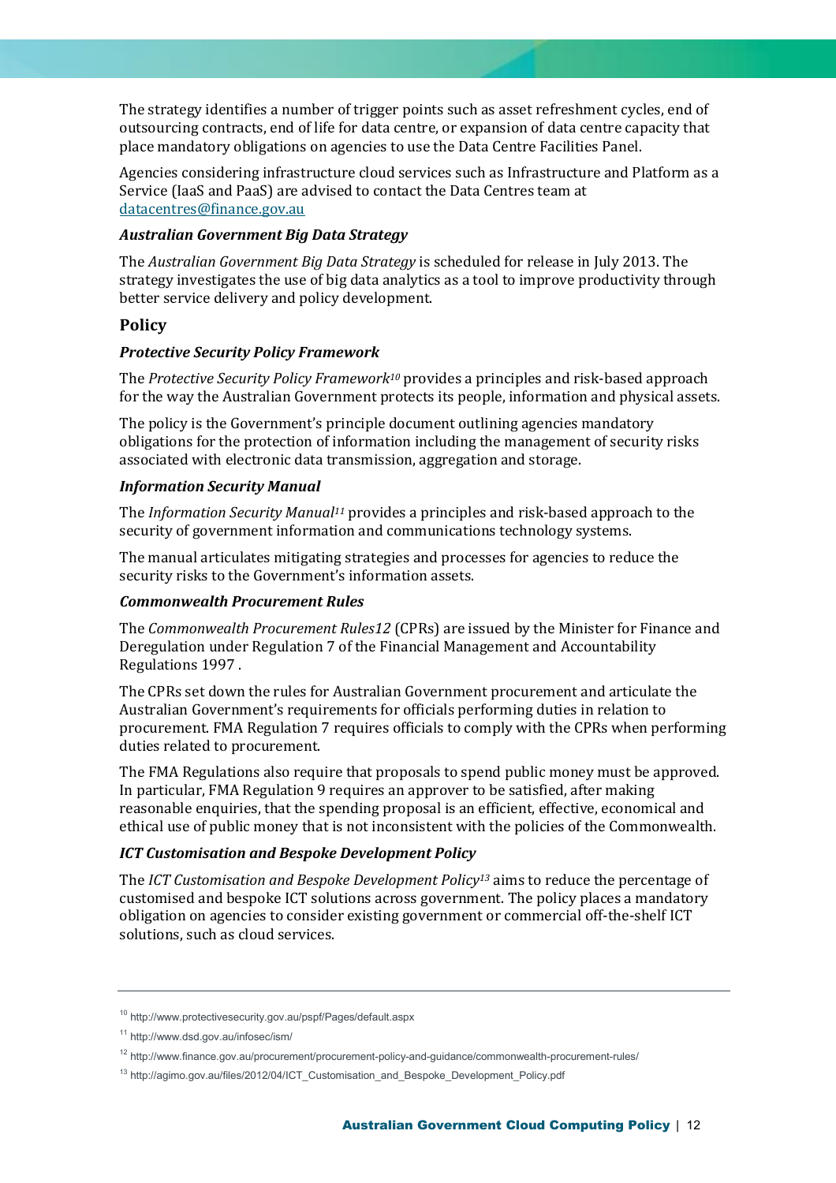The strategy identifies a number of trigger points such as asset refreshment cycles, end of outsourcing contracts, end of life for data centre, or expansion of data centre capacity that place mandatory obligations on agencies to use the Data Centre Facilities Panel.

Agencies considering infrastructure cloud services such as Infrastructure and Platform as a Service (IaaS and PaaS) are advised to contact the Data Centres team at datacentres@finance.gov.au

### *Australian Government Big Data Strategy*

The *Australian Government Big Data Strategy* is scheduled for release in July 2013. The strategy investigates the use of big data analytics as a tool to improve productivity through better service delivery and policy development.

## Policy

### *Protective Security Policy Framework*

The *Protective Security Policy Framework*[10] provides a principles and risk-based approach for the way the Australian Government protects its people, information and physical assets.

The policy is the Government's principle document outlining agencies mandatory obligations for the protection of information including the management of security risks associated with electronic data transmission, aggregation and storage.

### *Information Security Manual*

The *Information Security Manual*[11] provides a principles and risk-based approach to the security of government information and communications technology systems.

The manual articulates mitigating strategies and processes for agencies to reduce the security risks to the Government's information assets.

### *Commonwealth Procurement Rules*

The *Commonwealth Procurement Rules12* (CPRs) are issued by the Minister for Finance and Deregulation under Regulation 7 of the Financial Management and Accountability Regulations 1997 .

The CPRs set down the rules for Australian Government procurement and articulate the Australian Government's requirements for officials performing duties in relation to procurement. FMA Regulation 7 requires officials to comply with the CPRs when performing duties related to procurement.

The FMA Regulations also require that proposals to spend public money must be approved. In particular, FMA Regulation 9 requires an approver to be satisfied, after making reasonable enquiries, that the spending proposal is an efficient, effective, economical and ethical use of public money that is not inconsistent with the policies of the Commonwealth.

### *ICT Customisation and Bespoke Development Policy*

The *ICT Customisation and Bespoke Development Policy*[13] aims to reduce the percentage of customised and bespoke ICT solutions across government. The policy places a mandatory obligation on agencies to consider existing government or commercial off-the-shelf ICT solutions, such as cloud services.

---

[10] http://www.protectivesecurity.gov.au/pspf/Pages/default.aspx

[11] http://www.dsd.gov.au/infosec/ism/

[12] http://www.finance.gov.au/procurement/procurement-policy-and-guidance/commonwealth-procurement-rules/

[13] http://agimo.gov.au/files/2012/04/ICT_Customisation_and_Bespoke_Development_Policy.pdf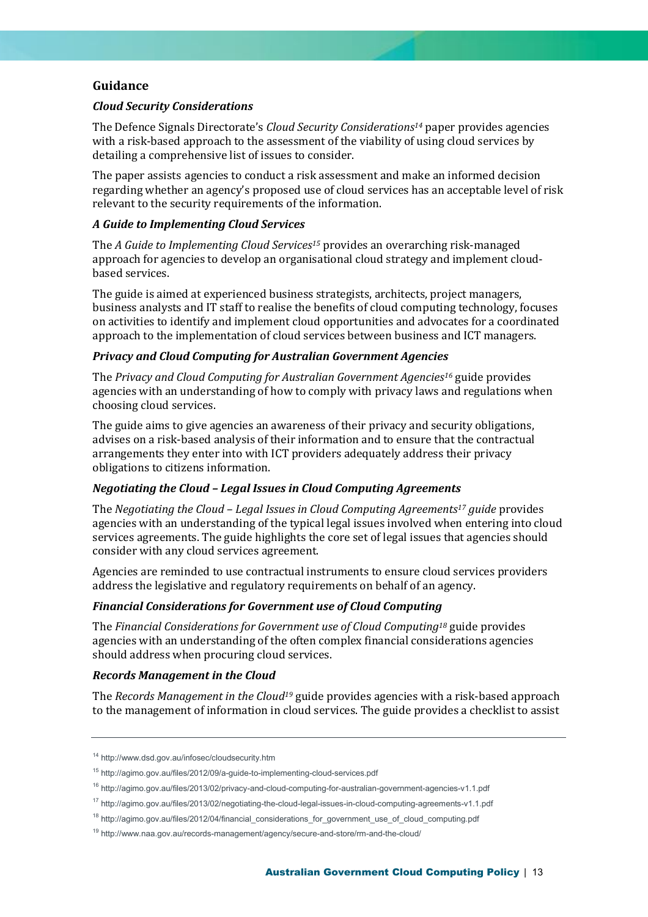## Guidance

### *Cloud Security Considerations*

The Defence Signals Directorate's *Cloud Security Considerations*[14] paper provides agencies with a risk-based approach to the assessment of the viability of using cloud services by detailing a comprehensive list of issues to consider.

The paper assists agencies to conduct a risk assessment and make an informed decision regarding whether an agency's proposed use of cloud services has an acceptable level of risk relevant to the security requirements of the information.

### *A Guide to Implementing Cloud Services*

The *A Guide to Implementing Cloud Services*[15] provides an overarching risk-managed approach for agencies to develop an organisational cloud strategy and implement cloud-based services.

The guide is aimed at experienced business strategists, architects, project managers, business analysts and IT staff to realise the benefits of cloud computing technology, focuses on activities to identify and implement cloud opportunities and advocates for a coordinated approach to the implementation of cloud services between business and ICT managers.

### *Privacy and Cloud Computing for Australian Government Agencies*

The *Privacy and Cloud Computing for Australian Government Agencies*[16] guide provides agencies with an understanding of how to comply with privacy laws and regulations when choosing cloud services.

The guide aims to give agencies an awareness of their privacy and security obligations, advises on a risk-based analysis of their information and to ensure that the contractual arrangements they enter into with ICT providers adequately address their privacy obligations to citizens information.

### *Negotiating the Cloud – Legal Issues in Cloud Computing Agreements*

The *Negotiating the Cloud – Legal Issues in Cloud Computing Agreements*[17] *guide* provides agencies with an understanding of the typical legal issues involved when entering into cloud services agreements. The guide highlights the core set of legal issues that agencies should consider with any cloud services agreement.

Agencies are reminded to use contractual instruments to ensure cloud services providers address the legislative and regulatory requirements on behalf of an agency.

### *Financial Considerations for Government use of Cloud Computing*

The *Financial Considerations for Government use of Cloud Computing*[18] guide provides agencies with an understanding of the often complex financial considerations agencies should address when procuring cloud services.

### *Records Management in the Cloud*

The *Records Management in the Cloud*[19] guide provides agencies with a risk-based approach to the management of information in cloud services. The guide provides a checklist to assist

---

[14] http://www.dsd.gov.au/infosec/cloudsecurity.htm

[15] http://agimo.gov.au/files/2012/09/a-guide-to-implementing-cloud-services.pdf

[16] http://agimo.gov.au/files/2013/02/privacy-and-cloud-computing-for-australian-government-agencies-v1.1.pdf

[17] http://agimo.gov.au/files/2013/02/negotiating-the-cloud-legal-issues-in-cloud-computing-agreements-v1.1.pdf

[18] http://agimo.gov.au/files/2012/04/financial_considerations_for_government_use_of_cloud_computing.pdf

[19] http://www.naa.gov.au/records-management/agency/secure-and-store/rm-and-the-cloud/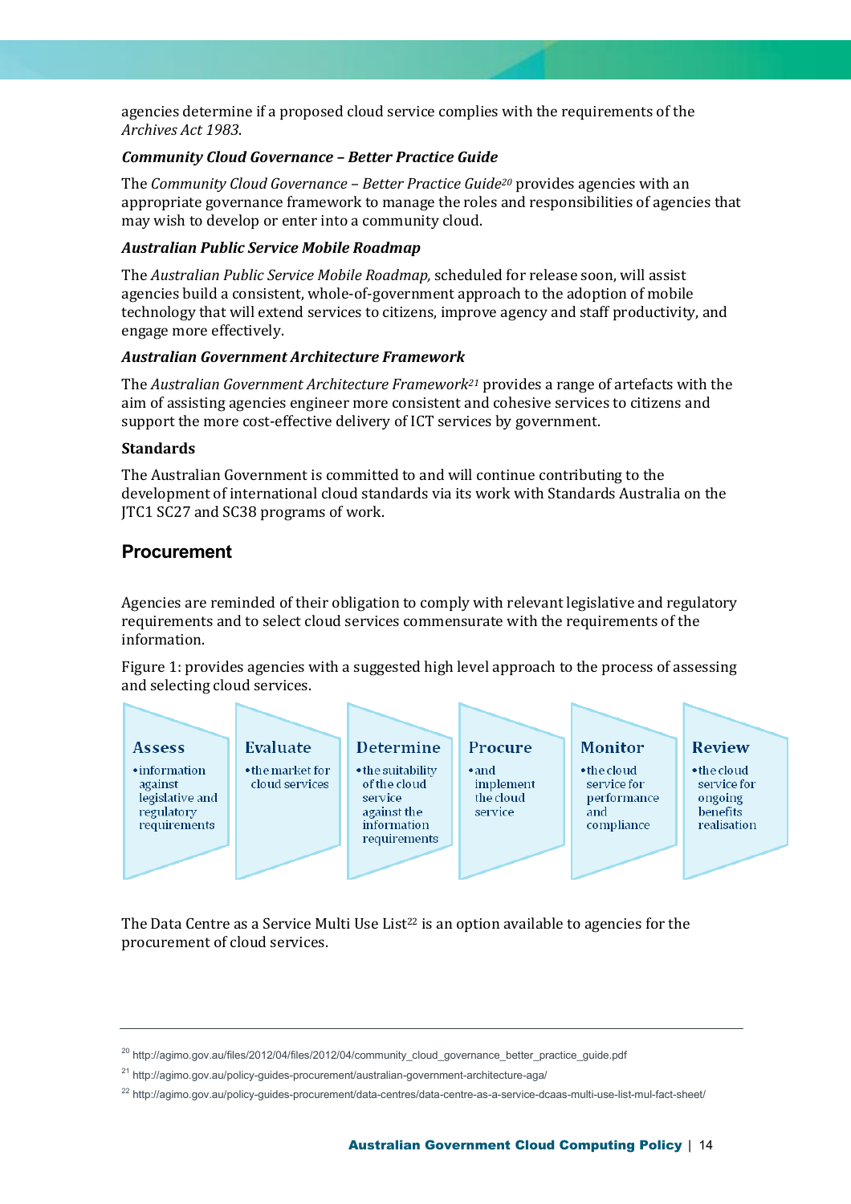agencies determine if a proposed cloud service complies with the requirements of the *Archives Act 1983*.

***Community Cloud Governance – Better Practice Guide***

The *Community Cloud Governance – Better Practice Guide*[20] provides agencies with an appropriate governance framework to manage the roles and responsibilities of agencies that may wish to develop or enter into a community cloud.

***Australian Public Service Mobile Roadmap***

The *Australian Public Service Mobile Roadmap,* scheduled for release soon, will assist agencies build a consistent, whole-of-government approach to the adoption of mobile technology that will extend services to citizens, improve agency and staff productivity, and engage more effectively.

***Australian Government Architecture Framework***

The *Australian Government Architecture Framework*[21] provides a range of artefacts with the aim of assisting agencies engineer more consistent and cohesive services to citizens and support the more cost-effective delivery of ICT services by government.

**Standards**

The Australian Government is committed to and will continue contributing to the development of international cloud standards via its work with Standards Australia on the JTC1 SC27 and SC38 programs of work.

## Procurement

Agencies are reminded of their obligation to comply with relevant legislative and regulatory requirements and to select cloud services commensurate with the requirements of the information.

Figure 1: provides agencies with a suggested high level approach to the process of assessing and selecting cloud services.

| Assess | Evaluate | Determine | Procure | Monitor | Review |
|---|---|---|---|---|---|
| • information against legislative and regulatory requirements | • the market for cloud services | • the suitability of the cloud service against the information requirements | • and implement the cloud service | • the cloud service for performance and compliance | • the cloud service for ongoing benefits realisation |

The Data Centre as a Service Multi Use List[22] is an option available to agencies for the procurement of cloud services.

[20] http://agimo.gov.au/files/2012/04/files/2012/04/community_cloud_governance_better_practice_guide.pdf

[21] http://agimo.gov.au/policy-guides-procurement/australian-government-architecture-aga/

[22] http://agimo.gov.au/policy-guides-procurement/data-centres/data-centre-as-a-service-dcaas-multi-use-list-mul-fact-sheet/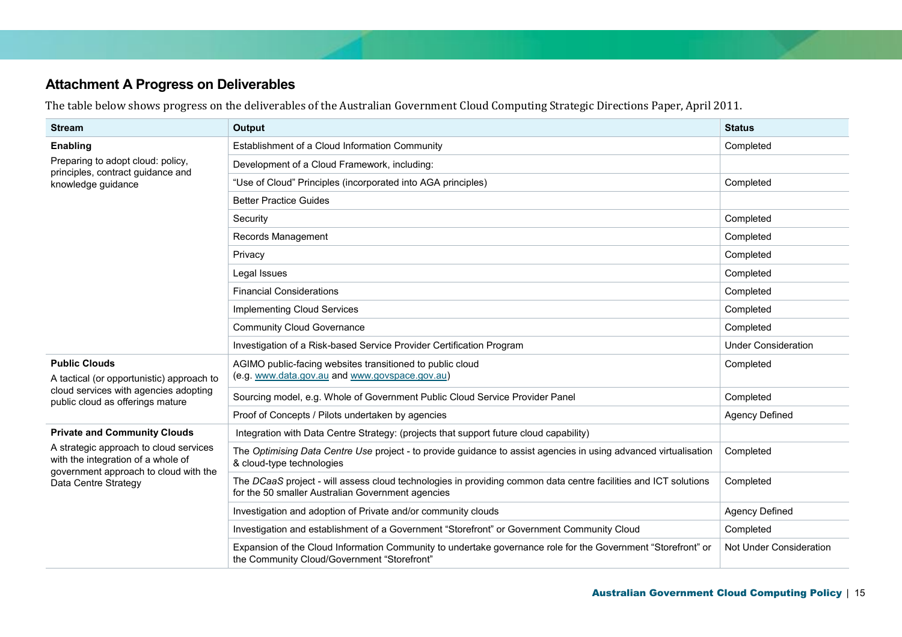## Attachment A Progress on Deliverables

The table below shows progress on the deliverables of the Australian Government Cloud Computing Strategic Directions Paper, April 2011.

| Stream | Output | Status |
|---|---|---|
| **Enabling**<br>Preparing to adopt cloud: policy, principles, contract guidance and knowledge guidance | Establishment of a Cloud Information Community | Completed |
| | Development of a Cloud Framework, including: | |
| | "Use of Cloud" Principles (incorporated into AGA principles) | Completed |
| | Better Practice Guides | |
| | Security | Completed |
| | Records Management | Completed |
| | Privacy | Completed |
| | Legal Issues | Completed |
| | Financial Considerations | Completed |
| | Implementing Cloud Services | Completed |
| | Community Cloud Governance | Completed |
| | Investigation of a Risk-based Service Provider Certification Program | Under Consideration |
| **Public Clouds**<br>A tactical (or opportunistic) approach to cloud services with agencies adopting public cloud as offerings mature | AGIMO public-facing websites transitioned to public cloud (e.g. www.data.gov.au and www.govspace.gov.au) | Completed |
| | Sourcing model, e.g. Whole of Government Public Cloud Service Provider Panel | Completed |
| | Proof of Concepts / Pilots undertaken by agencies | Agency Defined |
| **Private and Community Clouds**<br>A strategic approach to cloud services with the integration of a whole of government approach to cloud with the Data Centre Strategy | Integration with Data Centre Strategy: (projects that support future cloud capability) | |
| | The *Optimising Data Centre Use* project - to provide guidance to assist agencies in using advanced virtualisation & cloud-type technologies | Completed |
| | The *DCaaS* project - will assess cloud technologies in providing common data centre facilities and ICT solutions for the 50 smaller Australian Government agencies | Completed |
| | Investigation and adoption of Private and/or community clouds | Agency Defined |
| | Investigation and establishment of a Government "Storefront" or Government Community Cloud | Completed |
| | Expansion of the Cloud Information Community to undertake governance role for the Government "Storefront" or the Community Cloud/Government "Storefront" | Not Under Consideration |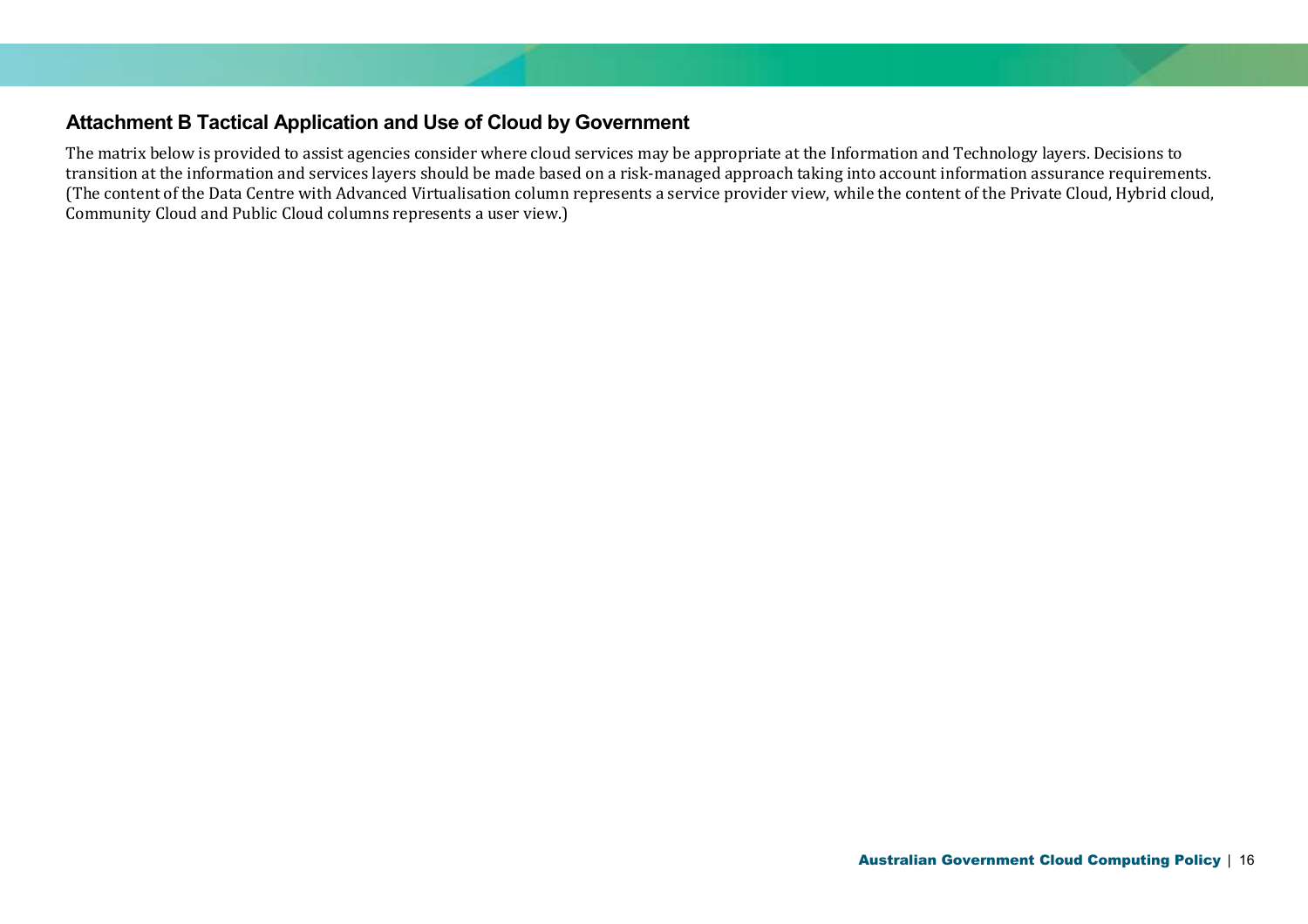## Attachment B Tactical Application and Use of Cloud by Government

The matrix below is provided to assist agencies consider where cloud services may be appropriate at the Information and Technology layers. Decisions to transition at the information and services layers should be made based on a risk-managed approach taking into account information assurance requirements. (The content of the Data Centre with Advanced Virtualisation column represents a service provider view, while the content of the Private Cloud, Hybrid cloud, Community Cloud and Public Cloud columns represents a user view.)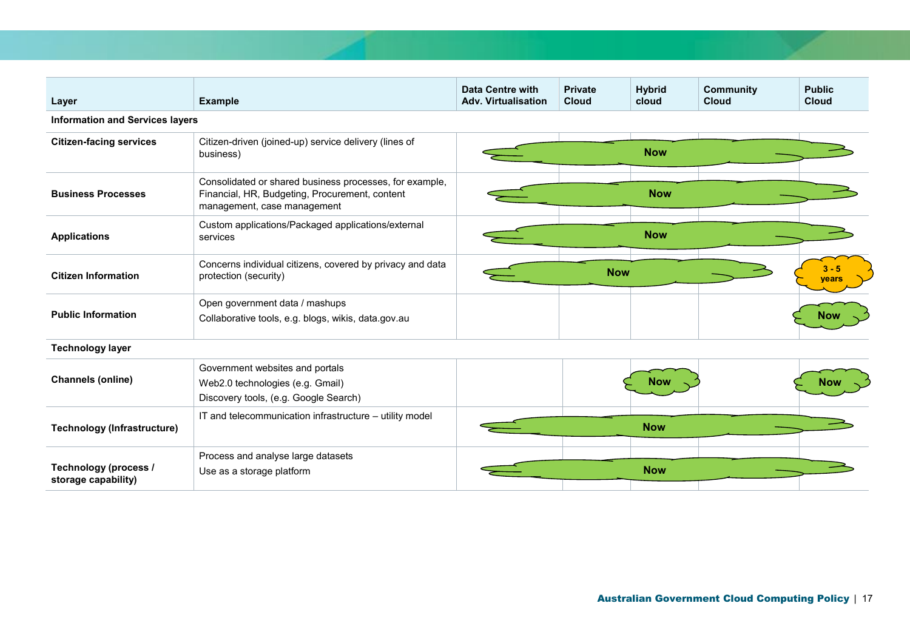| Layer | Example | Data Centre with Adv. Virtualisation | Private Cloud | Hybrid cloud | Community Cloud | Public Cloud |
|---|---|---|---|---|---|---|
| **Information and Services layers** | | | | | | |
| **Citizen-facing services** | Citizen-driven (joined-up) service delivery (lines of business) | Now | Now | Now | Now | Now |
| **Business Processes** | Consolidated or shared business processes, for example, Financial, HR, Budgeting, Procurement, content management, case management | Now | Now | Now | Now | Now |
| **Applications** | Custom applications/Packaged applications/external services | Now | Now | Now | Now | Now |
| **Citizen Information** | Concerns individual citizens, covered by privacy and data protection (security) | Now | Now | Now | Now | 3 - 5 years |
| **Public Information** | Open government data / mashups<br>Collaborative tools, e.g. blogs, wikis, data.gov.au | | | | | Now |
| **Technology layer** | | | | | | |
| **Channels (online)** | Government websites and portals<br>Web2.0 technologies (e.g. Gmail)<br>Discovery tools, (e.g. Google Search) | | | Now | | Now |
| **Technology (Infrastructure)** | IT and telecommunication infrastructure – utility model | Now | Now | Now | Now | Now |
| **Technology (process / storage capability)** | Process and analyse large datasets<br>Use as a storage platform | Now | Now | Now | Now | Now |